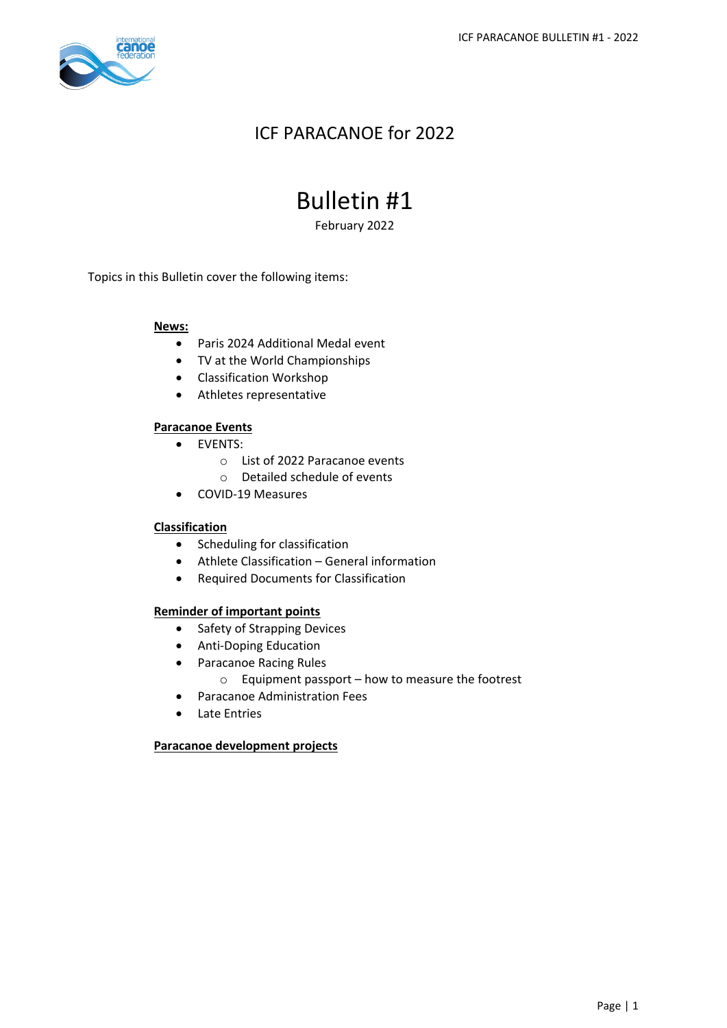# ICF PARACANOE for 2022

# Bulletin #1

February 2022

Topics in this Bulletin cover the following items:

**News:**

- Paris 2024 Additional Medal event
- TV at the World Championships
- Classification Workshop
- Athletes representative

**Paracanoe Events**

- EVENTS:
  - List of 2022 Paracanoe events
  - Detailed schedule of events
- COVID-19 Measures

**Classification**

- Scheduling for classification
- Athlete Classification – General information
- Required Documents for Classification

**Reminder of important points**

- Safety of Strapping Devices
- Anti-Doping Education
- Paracanoe Racing Rules
  - Equipment passport – how to measure the footrest
- Paracanoe Administration Fees
- Late Entries

**Paracanoe development projects**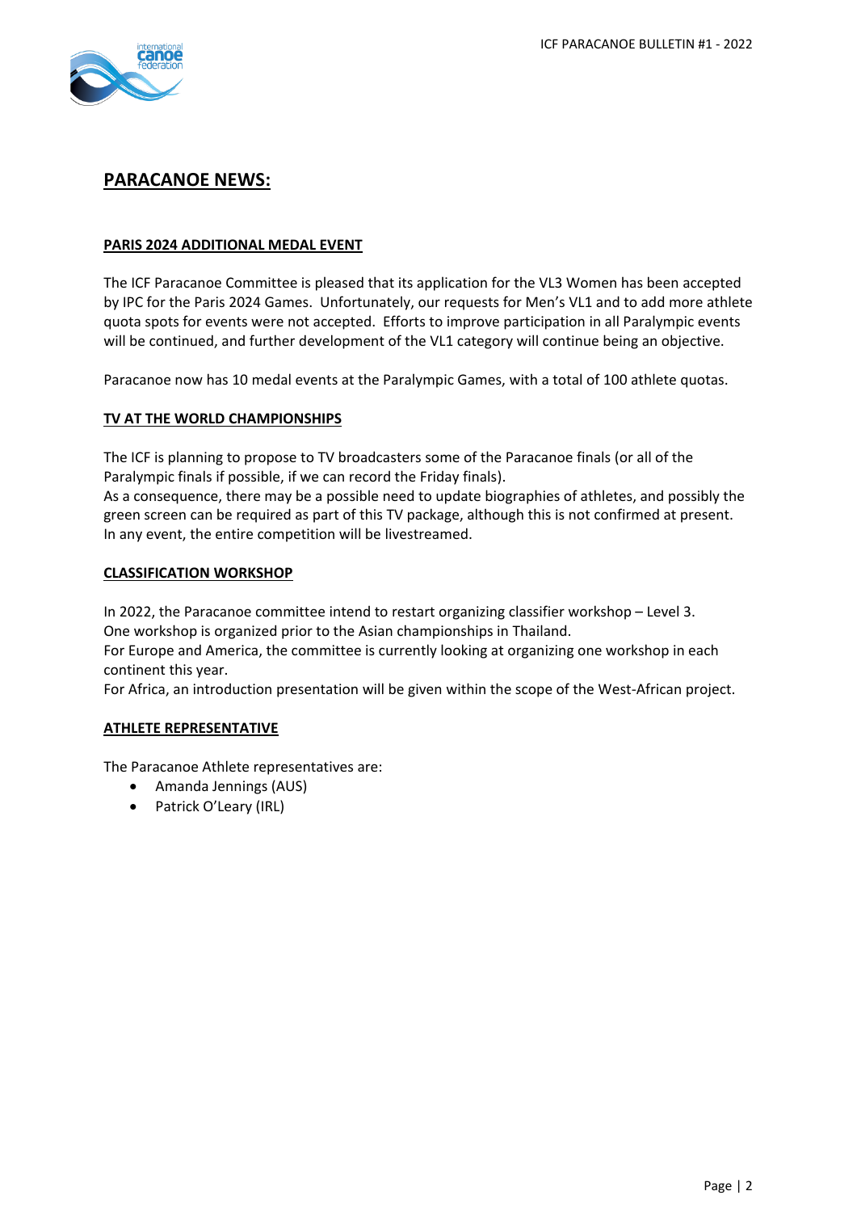## PARACANOE NEWS:

### PARIS 2024 ADDITIONAL MEDAL EVENT

The ICF Paracanoe Committee is pleased that its application for the VL3 Women has been accepted by IPC for the Paris 2024 Games. Unfortunately, our requests for Men's VL1 and to add more athlete quota spots for events were not accepted. Efforts to improve participation in all Paralympic events will be continued, and further development of the VL1 category will continue being an objective.

Paracanoe now has 10 medal events at the Paralympic Games, with a total of 100 athlete quotas.

### TV AT THE WORLD CHAMPIONSHIPS

The ICF is planning to propose to TV broadcasters some of the Paracanoe finals (or all of the Paralympic finals if possible, if we can record the Friday finals).
As a consequence, there may be a possible need to update biographies of athletes, and possibly the green screen can be required as part of this TV package, although this is not confirmed at present.
In any event, the entire competition will be livestreamed.

### CLASSIFICATION WORKSHOP

In 2022, the Paracanoe committee intend to restart organizing classifier workshop – Level 3.
One workshop is organized prior to the Asian championships in Thailand.
For Europe and America, the committee is currently looking at organizing one workshop in each continent this year.
For Africa, an introduction presentation will be given within the scope of the West-African project.

### ATHLETE REPRESENTATIVE

The Paracanoe Athlete representatives are:

- Amanda Jennings (AUS)
- Patrick O'Leary (IRL)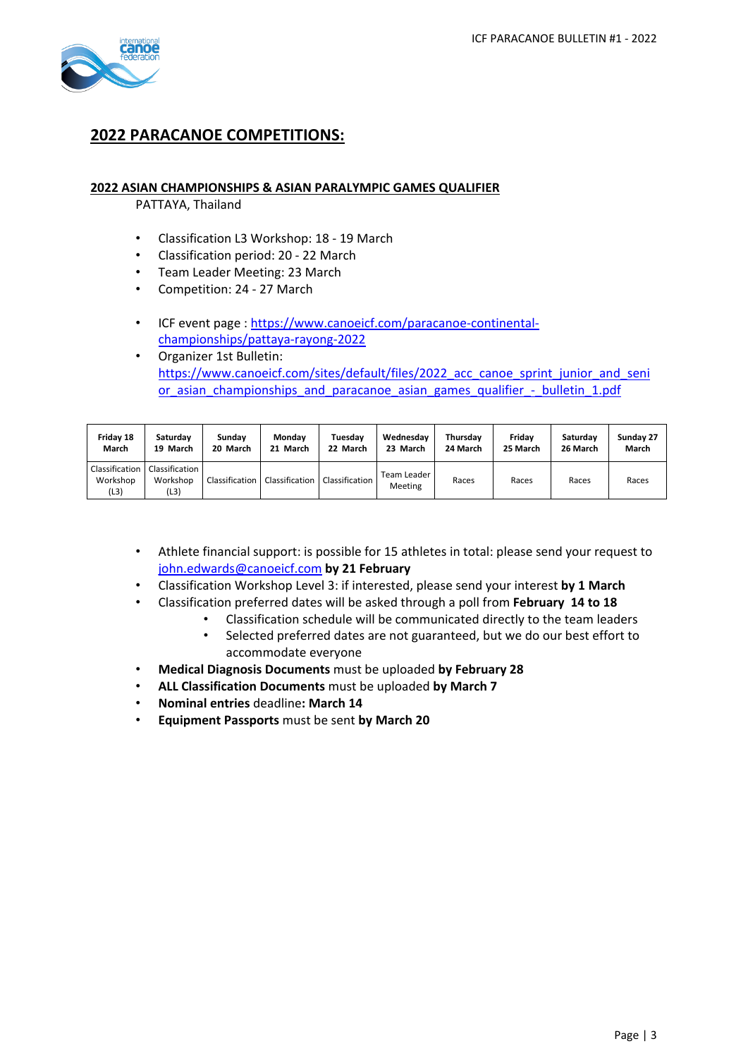## 2022 PARACANOE COMPETITIONS:

### 2022 ASIAN CHAMPIONSHIPS & ASIAN PARALYMPIC GAMES QUALIFIER

PATTAYA, Thailand

- Classification L3 Workshop: 18 - 19 March
- Classification period: 20 - 22 March
- Team Leader Meeting: 23 March
- Competition: 24 - 27 March

- ICF event page : https://www.canoeicf.com/paracanoe-continental-championships/pattaya-rayong-2022
- Organizer 1st Bulletin: https://www.canoeicf.com/sites/default/files/2022_acc_canoe_sprint_junior_and_senior_asian_championships_and_paracanoe_asian_games_qualifier_-_bulletin_1.pdf

| Friday 18 March | Saturday 19 March | Sunday 20 March | Monday 21 March | Tuesday 22 March | Wednesday 23 March | Thursday 24 March | Friday 25 March | Saturday 26 March | Sunday 27 March |
|---|---|---|---|---|---|---|---|---|---|
| Classification Workshop (L3) | Classification Workshop (L3) | Classification | Classification | Classification | Team Leader Meeting | Races | Races | Races | Races |

- Athlete financial support: is possible for 15 athletes in total: please send your request to john.edwards@canoeicf.com **by 21 February**
- Classification Workshop Level 3: if interested, please send your interest **by 1 March**
- Classification preferred dates will be asked through a poll from **February 14 to 18**
  - Classification schedule will be communicated directly to the team leaders
  - Selected preferred dates are not guaranteed, but we do our best effort to accommodate everyone
- **Medical Diagnosis Documents** must be uploaded **by February 28**
- **ALL Classification Documents** must be uploaded **by March 7**
- **Nominal entries** deadline**: March 14**
- **Equipment Passports** must be sent **by March 20**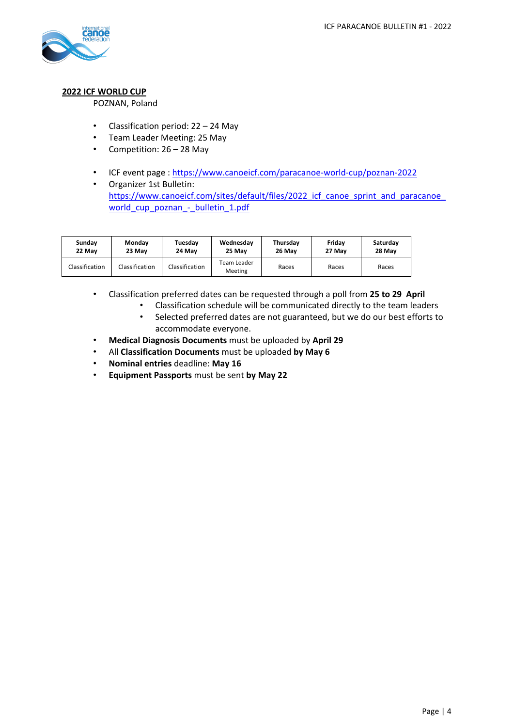## 2022 ICF WORLD CUP

POZNAN, Poland

- Classification period: 22 – 24 May
- Team Leader Meeting: 25 May
- Competition: 26 – 28 May

- ICF event page : https://www.canoeicf.com/paracanoe-world-cup/poznan-2022
- Organizer 1st Bulletin: https://www.canoeicf.com/sites/default/files/2022_icf_canoe_sprint_and_paracanoe_world_cup_poznan_-_bulletin_1.pdf

| Sunday 22 May | Monday 23 May | Tuesday 24 May | Wednesday 25 May | Thursday 26 May | Friday 27 May | Saturday 28 May |
|---|---|---|---|---|---|---|
| Classification | Classification | Classification | Team Leader Meeting | Races | Races | Races |

- Classification preferred dates can be requested through a poll from **25 to 29 April**
  - Classification schedule will be communicated directly to the team leaders
  - Selected preferred dates are not guaranteed, but we do our best efforts to accommodate everyone.
- **Medical Diagnosis Documents** must be uploaded by **April 29**
- All **Classification Documents** must be uploaded **by May 6**
- **Nominal entries** deadline: **May 16**
- **Equipment Passports** must be sent **by May 22**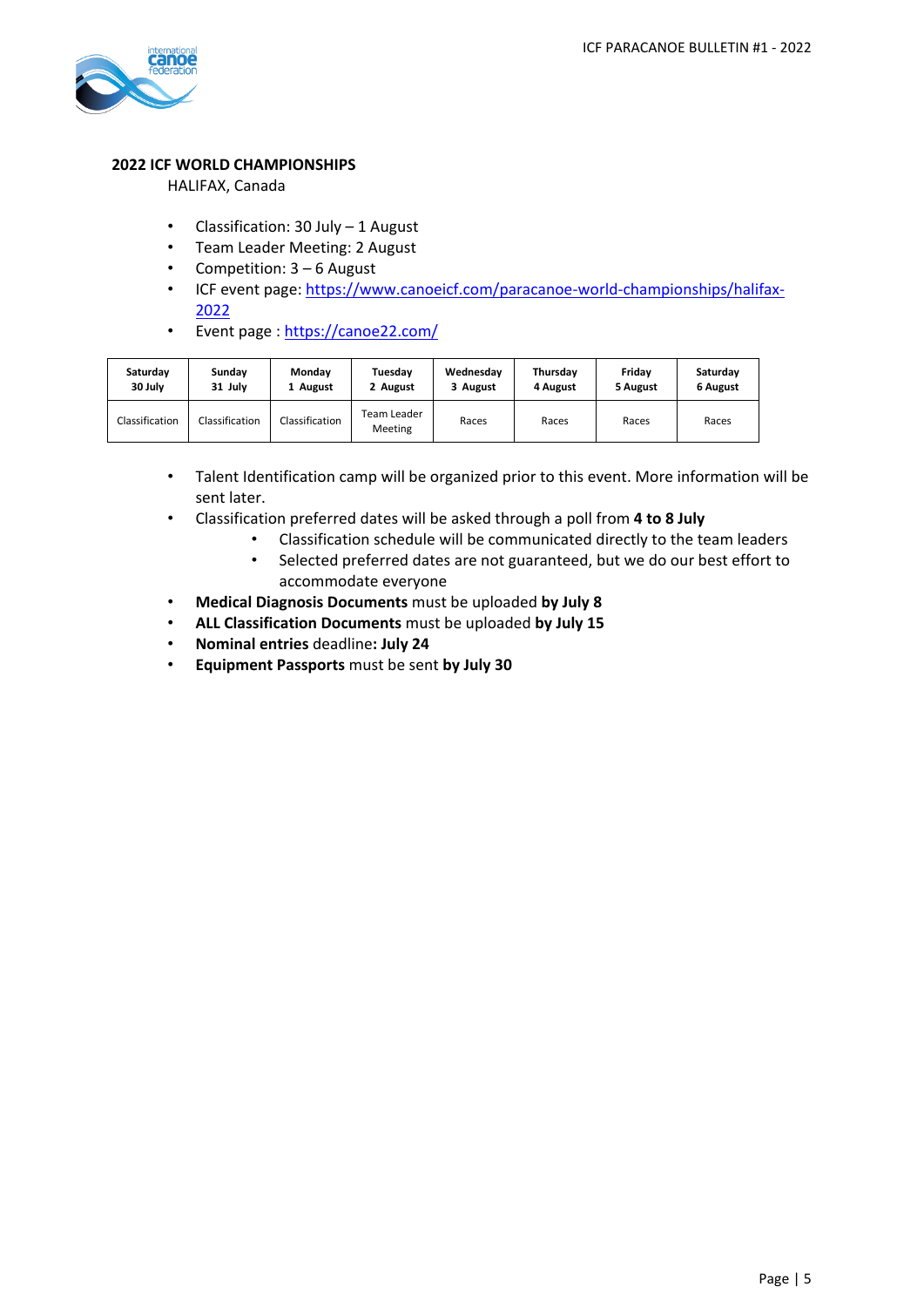## 2022 ICF WORLD CHAMPIONSHIPS

HALIFAX, Canada

- Classification: 30 July – 1 August
- Team Leader Meeting: 2 August
- Competition: 3 – 6 August
- ICF event page: https://www.canoeicf.com/paracanoe-world-championships/halifax-2022
- Event page : https://canoe22.com/

| Saturday 30 July | Sunday 31 July | Monday 1 August | Tuesday 2 August | Wednesday 3 August | Thursday 4 August | Friday 5 August | Saturday 6 August |
|---|---|---|---|---|---|---|---|
| Classification | Classification | Classification | Team Leader Meeting | Races | Races | Races | Races |

- Talent Identification camp will be organized prior to this event. More information will be sent later.
- Classification preferred dates will be asked through a poll from **4 to 8 July**
  - Classification schedule will be communicated directly to the team leaders
  - Selected preferred dates are not guaranteed, but we do our best effort to accommodate everyone
- **Medical Diagnosis Documents** must be uploaded **by July 8**
- **ALL Classification Documents** must be uploaded **by July 15**
- **Nominal entries** deadline**: July 24**
- **Equipment Passports** must be sent **by July 30**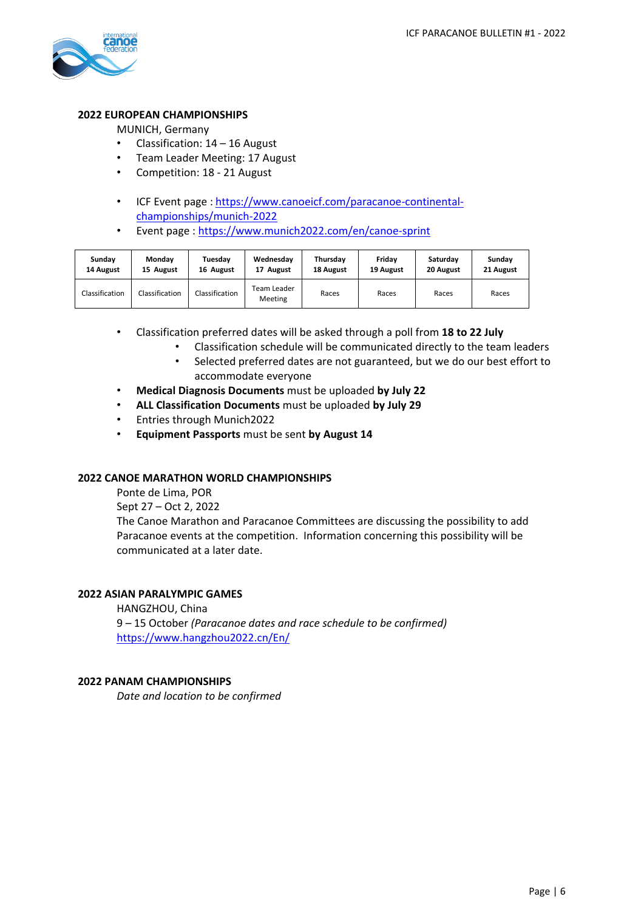## 2022 EUROPEAN CHAMPIONSHIPS

MUNICH, Germany

- Classification: 14 – 16 August
- Team Leader Meeting: 17 August
- Competition: 18 - 21 August

- ICF Event page : [https://www.canoeicf.com/paracanoe-continental-championships/munich-2022](https://www.canoeicf.com/paracanoe-continental-championships/munich-2022)
- Event page : [https://www.munich2022.com/en/canoe-sprint](https://www.munich2022.com/en/canoe-sprint)

| Sunday 14 August | Monday 15 August | Tuesday 16 August | Wednesday 17 August | Thursday 18 August | Friday 19 August | Saturday 20 August | Sunday 21 August |
|---|---|---|---|---|---|---|---|
| Classification | Classification | Classification | Team Leader Meeting | Races | Races | Races | Races |

- Classification preferred dates will be asked through a poll from **18 to 22 July**
  - Classification schedule will be communicated directly to the team leaders
  - Selected preferred dates are not guaranteed, but we do our best effort to accommodate everyone
- **Medical Diagnosis Documents** must be uploaded **by July 22**
- **ALL Classification Documents** must be uploaded **by July 29**
- Entries through Munich2022
- **Equipment Passports** must be sent **by August 14**

## 2022 CANOE MARATHON WORLD CHAMPIONSHIPS

Ponte de Lima, POR

Sept 27 – Oct 2, 2022

The Canoe Marathon and Paracanoe Committees are discussing the possibility to add Paracanoe events at the competition. Information concerning this possibility will be communicated at a later date.

## 2022 ASIAN PARALYMPIC GAMES

HANGZHOU, China

9 – 15 October *(Paracanoe dates and race schedule to be confirmed)*

[https://www.hangzhou2022.cn/En/](https://www.hangzhou2022.cn/En/)

## 2022 PANAM CHAMPIONSHIPS

*Date and location to be confirmed*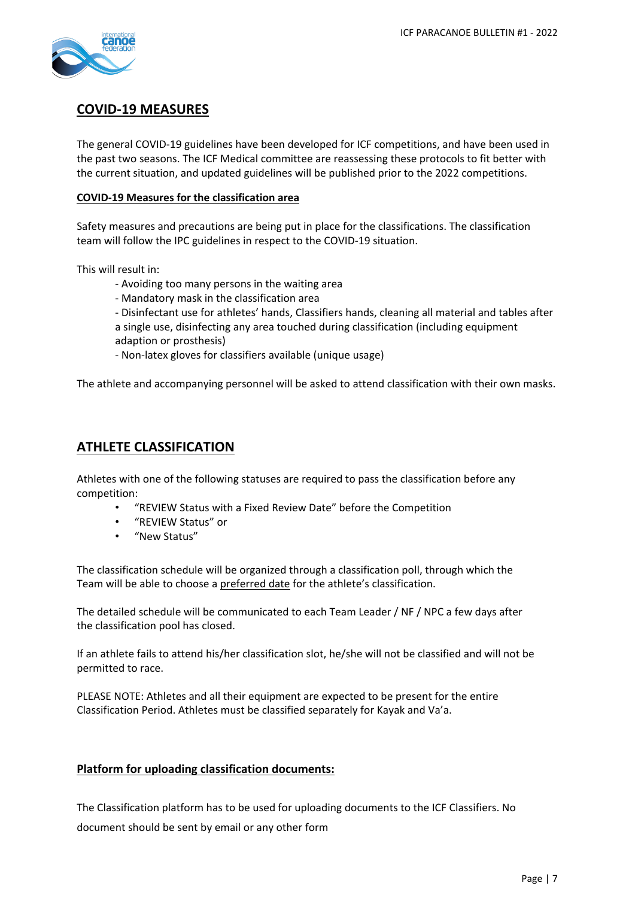## COVID-19 MEASURES

The general COVID-19 guidelines have been developed for ICF competitions, and have been used in the past two seasons. The ICF Medical committee are reassessing these protocols to fit better with the current situation, and updated guidelines will be published prior to the 2022 competitions.

### COVID-19 Measures for the classification area

Safety measures and precautions are being put in place for the classifications. The classification team will follow the IPC guidelines in respect to the COVID-19 situation.

This will result in:

- Avoiding too many persons in the waiting area
- Mandatory mask in the classification area
- Disinfectant use for athletes' hands, Classifiers hands, cleaning all material and tables after a single use, disinfecting any area touched during classification (including equipment adaption or prosthesis)
- Non-latex gloves for classifiers available (unique usage)

The athlete and accompanying personnel will be asked to attend classification with their own masks.

## ATHLETE CLASSIFICATION

Athletes with one of the following statuses are required to pass the classification before any competition:

- "REVIEW Status with a Fixed Review Date" before the Competition
- "REVIEW Status" or
- "New Status"

The classification schedule will be organized through a classification poll, through which the Team will be able to choose a preferred date for the athlete's classification.

The detailed schedule will be communicated to each Team Leader / NF / NPC a few days after the classification pool has closed.

If an athlete fails to attend his/her classification slot, he/she will not be classified and will not be permitted to race.

PLEASE NOTE: Athletes and all their equipment are expected to be present for the entire Classification Period. Athletes must be classified separately for Kayak and Va'a.

### Platform for uploading classification documents:

The Classification platform has to be used for uploading documents to the ICF Classifiers. No document should be sent by email or any other form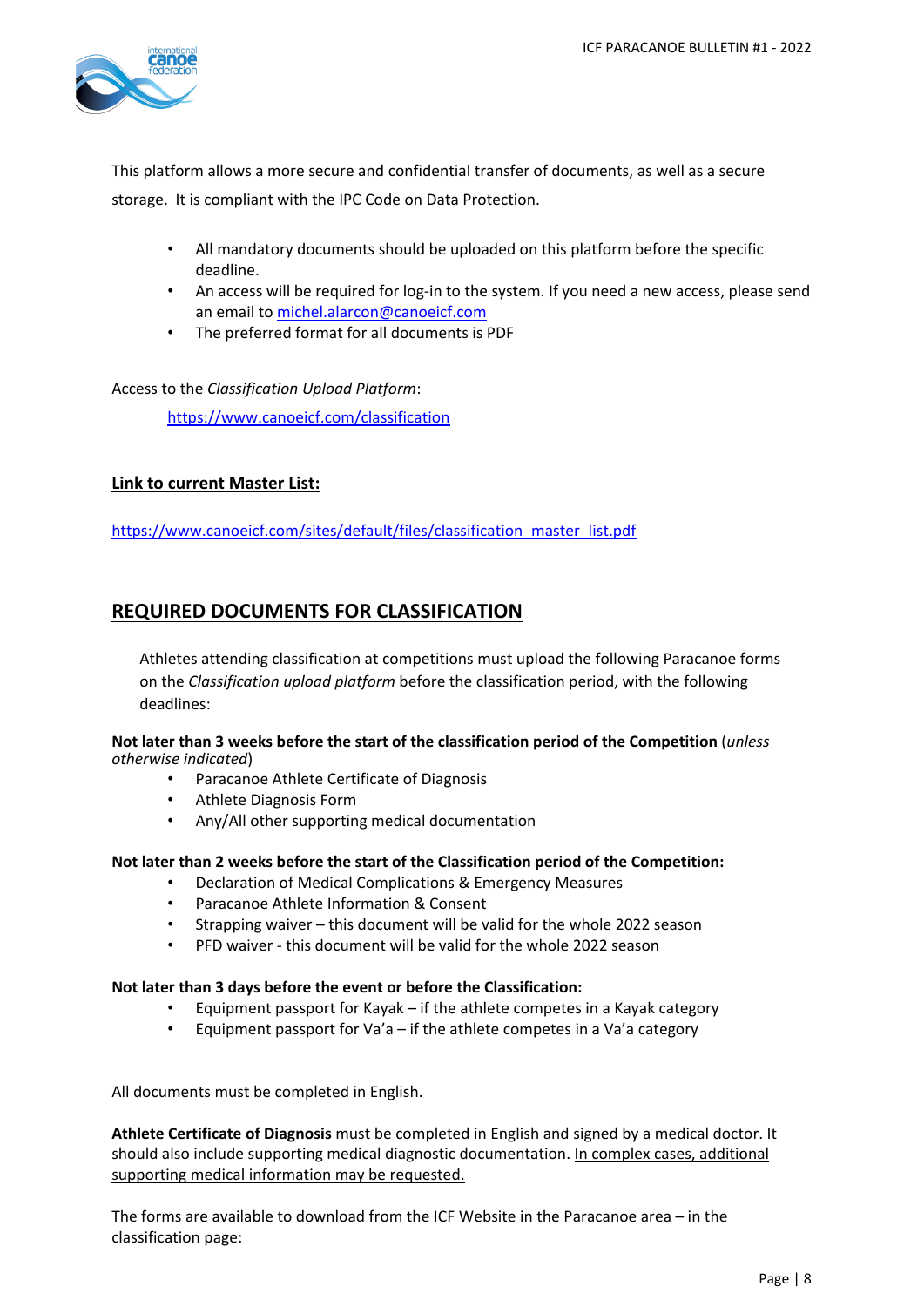This platform allows a more secure and confidential transfer of documents, as well as a secure storage. It is compliant with the IPC Code on Data Protection.

- All mandatory documents should be uploaded on this platform before the specific deadline.
- An access will be required for log-in to the system. If you need a new access, please send an email to michel.alarcon@canoeicf.com
- The preferred format for all documents is PDF

Access to the *Classification Upload Platform*:

https://www.canoeicf.com/classification

**Link to current Master List:**

https://www.canoeicf.com/sites/default/files/classification_master_list.pdf

## REQUIRED DOCUMENTS FOR CLASSIFICATION

Athletes attending classification at competitions must upload the following Paracanoe forms on the *Classification upload platform* before the classification period, with the following deadlines:

**Not later than 3 weeks before the start of the classification period of the Competition** (*unless otherwise indicated*)

- Paracanoe Athlete Certificate of Diagnosis
- Athlete Diagnosis Form
- Any/All other supporting medical documentation

**Not later than 2 weeks before the start of the Classification period of the Competition:**

- Declaration of Medical Complications & Emergency Measures
- Paracanoe Athlete Information & Consent
- Strapping waiver – this document will be valid for the whole 2022 season
- PFD waiver - this document will be valid for the whole 2022 season

**Not later than 3 days before the event or before the Classification:**

- Equipment passport for Kayak – if the athlete competes in a Kayak category
- Equipment passport for Va'a – if the athlete competes in a Va'a category

All documents must be completed in English.

**Athlete Certificate of Diagnosis** must be completed in English and signed by a medical doctor. It should also include supporting medical diagnostic documentation. In complex cases, additional supporting medical information may be requested.

The forms are available to download from the ICF Website in the Paracanoe area – in the classification page: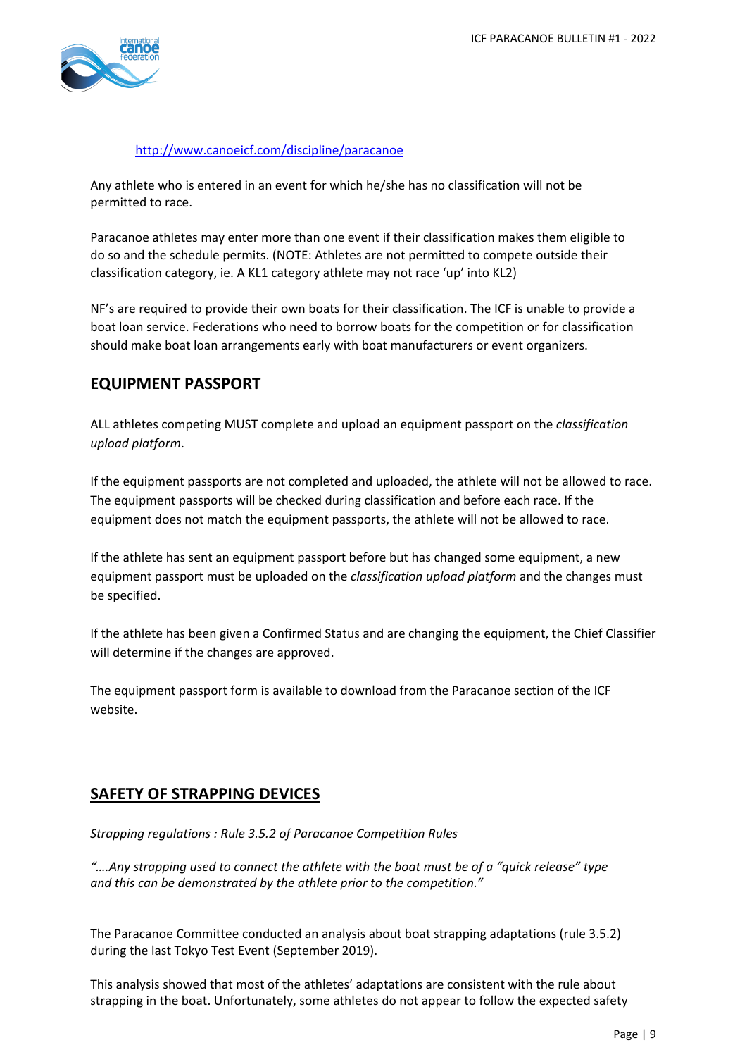http://www.canoeicf.com/discipline/paracanoe

Any athlete who is entered in an event for which he/she has no classification will not be permitted to race.

Paracanoe athletes may enter more than one event if their classification makes them eligible to do so and the schedule permits. (NOTE: Athletes are not permitted to compete outside their classification category, ie. A KL1 category athlete may not race 'up' into KL2)

NF's are required to provide their own boats for their classification. The ICF is unable to provide a boat loan service. Federations who need to borrow boats for the competition or for classification should make boat loan arrangements early with boat manufacturers or event organizers.

## EQUIPMENT PASSPORT

ALL athletes competing MUST complete and upload an equipment passport on the *classification upload platform*.

If the equipment passports are not completed and uploaded, the athlete will not be allowed to race. The equipment passports will be checked during classification and before each race. If the equipment does not match the equipment passports, the athlete will not be allowed to race.

If the athlete has sent an equipment passport before but has changed some equipment, a new equipment passport must be uploaded on the *classification upload platform* and the changes must be specified.

If the athlete has been given a Confirmed Status and are changing the equipment, the Chief Classifier will determine if the changes are approved.

The equipment passport form is available to download from the Paracanoe section of the ICF website.

## SAFETY OF STRAPPING DEVICES

*Strapping regulations : Rule 3.5.2 of Paracanoe Competition Rules*

*"….Any strapping used to connect the athlete with the boat must be of a "quick release" type and this can be demonstrated by the athlete prior to the competition."*

The Paracanoe Committee conducted an analysis about boat strapping adaptations (rule 3.5.2) during the last Tokyo Test Event (September 2019).

This analysis showed that most of the athletes' adaptations are consistent with the rule about strapping in the boat. Unfortunately, some athletes do not appear to follow the expected safety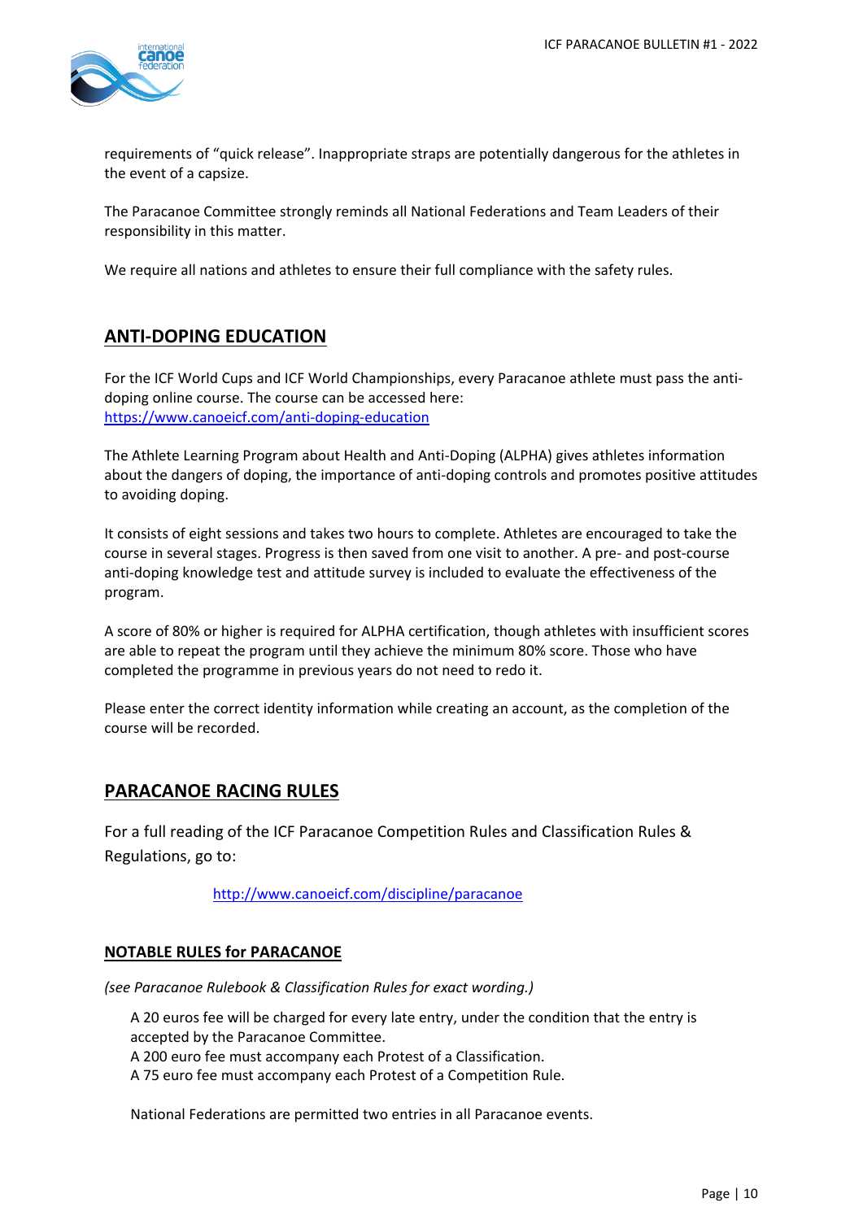requirements of “quick release”. Inappropriate straps are potentially dangerous for the athletes in the event of a capsize.

The Paracanoe Committee strongly reminds all National Federations and Team Leaders of their responsibility in this matter.

We require all nations and athletes to ensure their full compliance with the safety rules.

## ANTI-DOPING EDUCATION

For the ICF World Cups and ICF World Championships, every Paracanoe athlete must pass the anti-doping online course. The course can be accessed here: [https://www.canoeicf.com/anti-doping-education](https://www.canoeicf.com/anti-doping-education)

The Athlete Learning Program about Health and Anti-Doping (ALPHA) gives athletes information about the dangers of doping, the importance of anti-doping controls and promotes positive attitudes to avoiding doping.

It consists of eight sessions and takes two hours to complete. Athletes are encouraged to take the course in several stages. Progress is then saved from one visit to another. A pre- and post-course anti-doping knowledge test and attitude survey is included to evaluate the effectiveness of the program.

A score of 80% or higher is required for ALPHA certification, though athletes with insufficient scores are able to repeat the program until they achieve the minimum 80% score. Those who have completed the programme in previous years do not need to redo it.

Please enter the correct identity information while creating an account, as the completion of the course will be recorded.

## PARACANOE RACING RULES

For a full reading of the ICF Paracanoe Competition Rules and Classification Rules & Regulations, go to:

[http://www.canoeicf.com/discipline/paracanoe](http://www.canoeicf.com/discipline/paracanoe)

### NOTABLE RULES for PARACANOE

*(see Paracanoe Rulebook & Classification Rules for exact wording.)*

A 20 euros fee will be charged for every late entry, under the condition that the entry is accepted by the Paracanoe Committee.
A 200 euro fee must accompany each Protest of a Classification.
A 75 euro fee must accompany each Protest of a Competition Rule.

National Federations are permitted two entries in all Paracanoe events.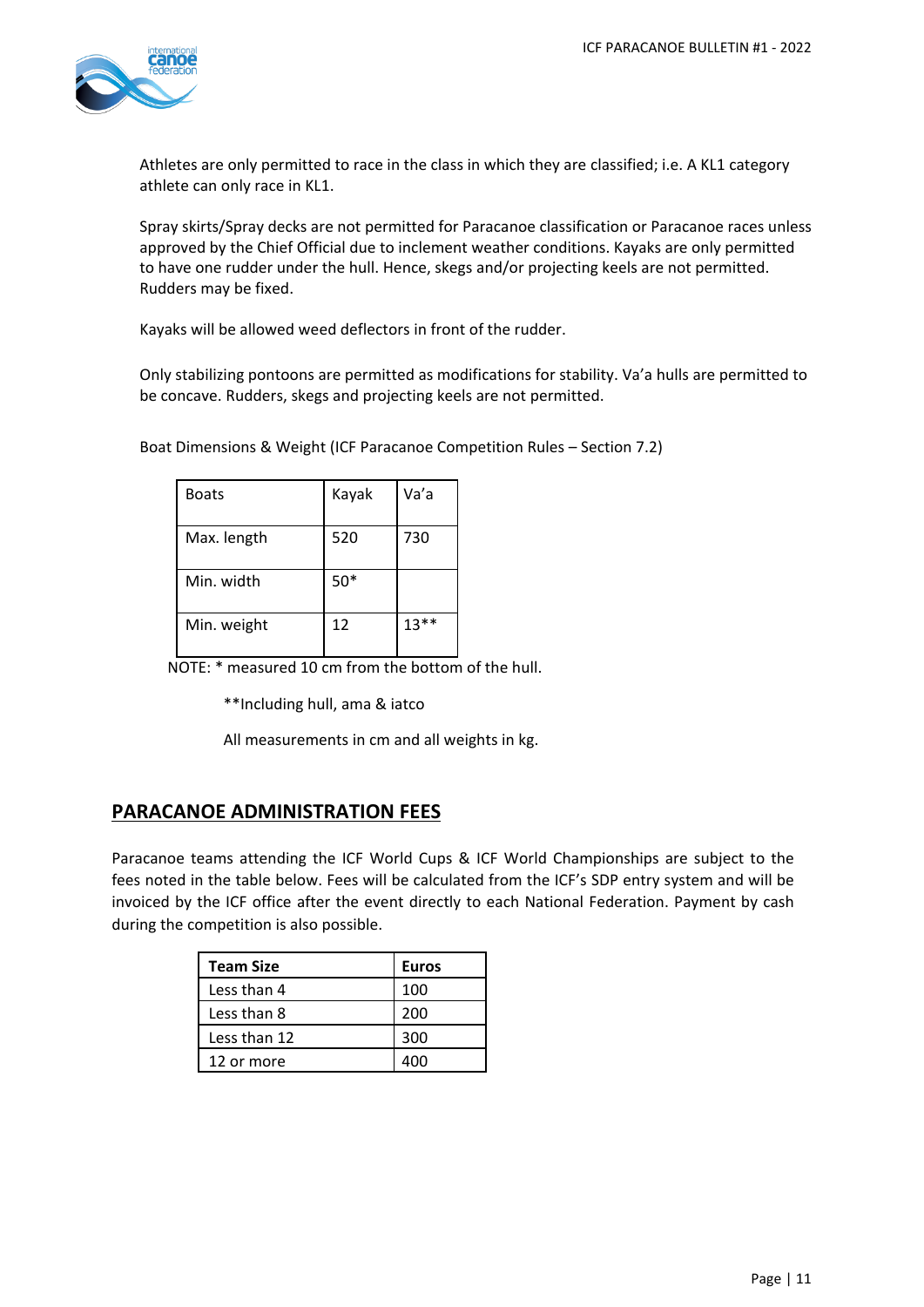Athletes are only permitted to race in the class in which they are classified; i.e. A KL1 category athlete can only race in KL1.

Spray skirts/Spray decks are not permitted for Paracanoe classification or Paracanoe races unless approved by the Chief Official due to inclement weather conditions. Kayaks are only permitted to have one rudder under the hull. Hence, skegs and/or projecting keels are not permitted. Rudders may be fixed.

Kayaks will be allowed weed deflectors in front of the rudder.

Only stabilizing pontoons are permitted as modifications for stability. Va'a hulls are permitted to be concave. Rudders, skegs and projecting keels are not permitted.

Boat Dimensions & Weight (ICF Paracanoe Competition Rules – Section 7.2)

| Boats | Kayak | Va'a |
|---|---|---|
| Max. length | 520 | 730 |
| Min. width | 50* | |
| Min. weight | 12 | 13** |

NOTE: * measured 10 cm from the bottom of the hull.

**Including hull, ama & iatco

All measurements in cm and all weights in kg.

## PARACANOE ADMINISTRATION FEES

Paracanoe teams attending the ICF World Cups & ICF World Championships are subject to the fees noted in the table below. Fees will be calculated from the ICF's SDP entry system and will be invoiced by the ICF office after the event directly to each National Federation. Payment by cash during the competition is also possible.

| Team Size | Euros |
|---|---|
| Less than 4 | 100 |
| Less than 8 | 200 |
| Less than 12 | 300 |
| 12 or more | 400 |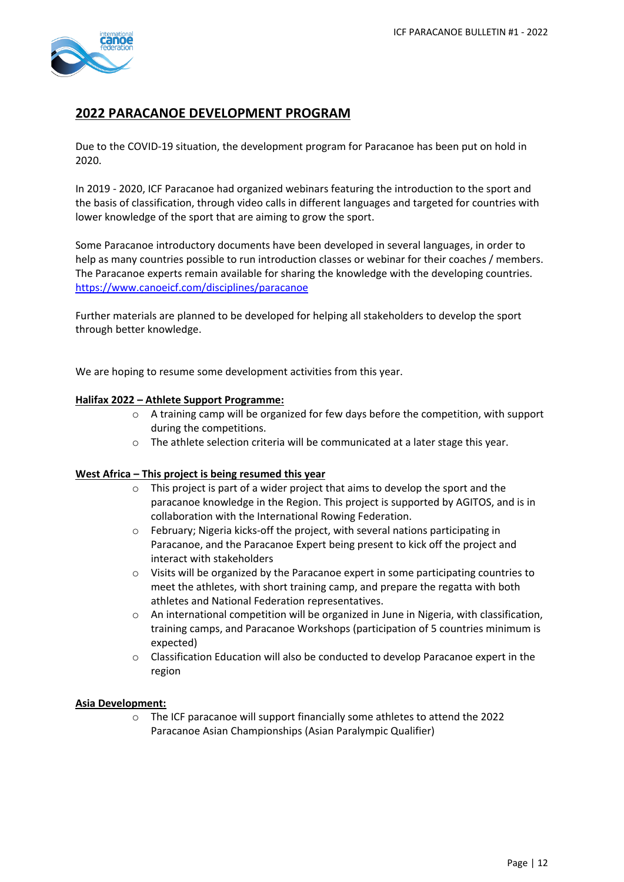## 2022 PARACANOE DEVELOPMENT PROGRAM

Due to the COVID-19 situation, the development program for Paracanoe has been put on hold in 2020.

In 2019 - 2020, ICF Paracanoe had organized webinars featuring the introduction to the sport and the basis of classification, through video calls in different languages and targeted for countries with lower knowledge of the sport that are aiming to grow the sport.

Some Paracanoe introductory documents have been developed in several languages, in order to help as many countries possible to run introduction classes or webinar for their coaches / members. The Paracanoe experts remain available for sharing the knowledge with the developing countries.
https://www.canoeicf.com/disciplines/paracanoe

Further materials are planned to be developed for helping all stakeholders to develop the sport through better knowledge.

We are hoping to resume some development activities from this year.

**Halifax 2022 – Athlete Support Programme:**

- A training camp will be organized for few days before the competition, with support during the competitions.
- The athlete selection criteria will be communicated at a later stage this year.

**West Africa – This project is being resumed this year**

- This project is part of a wider project that aims to develop the sport and the paracanoe knowledge in the Region. This project is supported by AGITOS, and is in collaboration with the International Rowing Federation.
- February; Nigeria kicks-off the project, with several nations participating in Paracanoe, and the Paracanoe Expert being present to kick off the project and interact with stakeholders
- Visits will be organized by the Paracanoe expert in some participating countries to meet the athletes, with short training camp, and prepare the regatta with both athletes and National Federation representatives.
- An international competition will be organized in June in Nigeria, with classification, training camps, and Paracanoe Workshops (participation of 5 countries minimum is expected)
- Classification Education will also be conducted to develop Paracanoe expert in the region

**Asia Development:**

- The ICF paracanoe will support financially some athletes to attend the 2022 Paracanoe Asian Championships (Asian Paralympic Qualifier)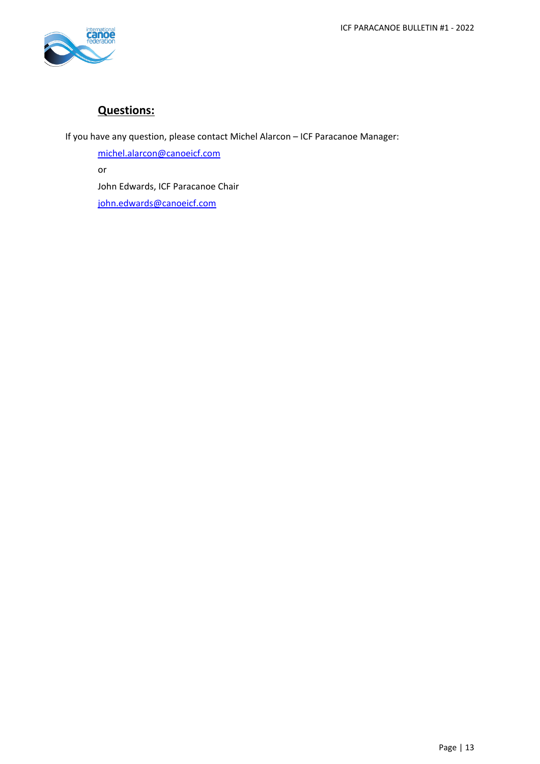## Questions:

If you have any question, please contact Michel Alarcon – ICF Paracanoe Manager:

michel.alarcon@canoeicf.com

or

John Edwards, ICF Paracanoe Chair

john.edwards@canoeicf.com